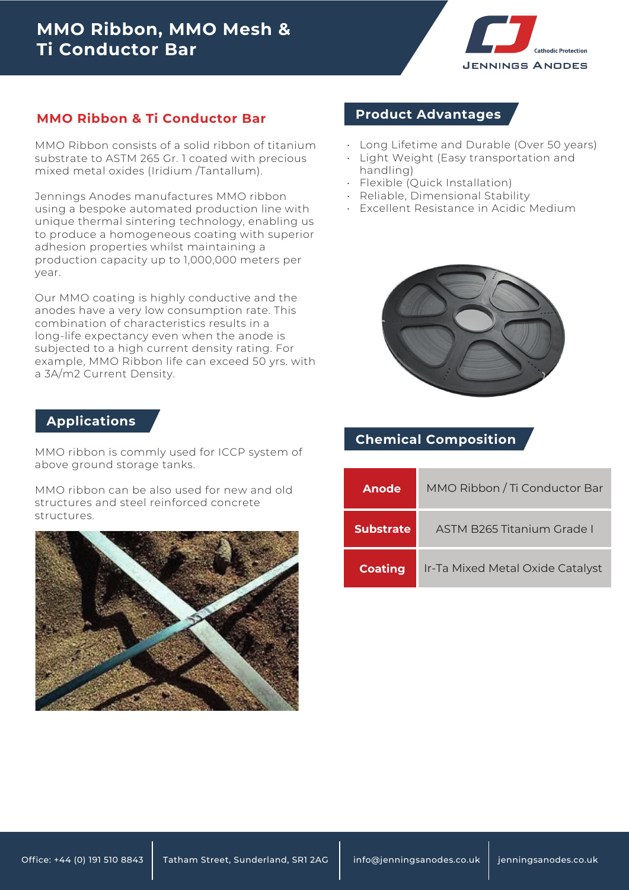# MMO Ribbon, MMO Mesh & Ti Conductor Bar

## MMO Ribbon & Ti Conductor Bar

MMO Ribbon consists of a solid ribbon of titanium substrate to ASTM 265 Gr. 1 coated with precious mixed metal oxides (Iridium /Tantallum).

Jennings Anodes manufactures MMO ribbon using a bespoke automated production line with unique thermal sintering technology, enabling us to produce a homogeneous coating with superior adhesion properties whilst maintaining a production capacity up to 1,000,000 meters per year.

Our MMO coating is highly conductive and the anodes have a very low consumption rate. This combination of characteristics results in a long-life expectancy even when the anode is subjected to a high current density rating. For example, MMO Ribbon life can exceed 50 yrs. with a 3A/m2 Current Density.

## Applications

MMO ribbon is commly used for ICCP system of above ground storage tanks.

MMO ribbon can be also used for new and old structures and steel reinforced concrete structures.

## Product Advantages

- Long Lifetime and Durable (Over 50 years)
- Light Weight (Easy transportation and handling)
- Flexible (Quick Installation)
- Reliable, Dimensional Stability
- Excellent Resistance in Acidic Medium

## Chemical Composition

| | |
|---|---|
| **Anode** | MMO Ribbon / Ti Conductor Bar |
| **Substrate** | ASTM B265 Titanium Grade I |
| **Coating** | Ir-Ta Mixed Metal Oxide Catalyst |

Office: +44 (0) 191 510 8843 | Tatham Street, Sunderland, SR1 2AG | info@jenningsanodes.co.uk | jenningsanodes.co.uk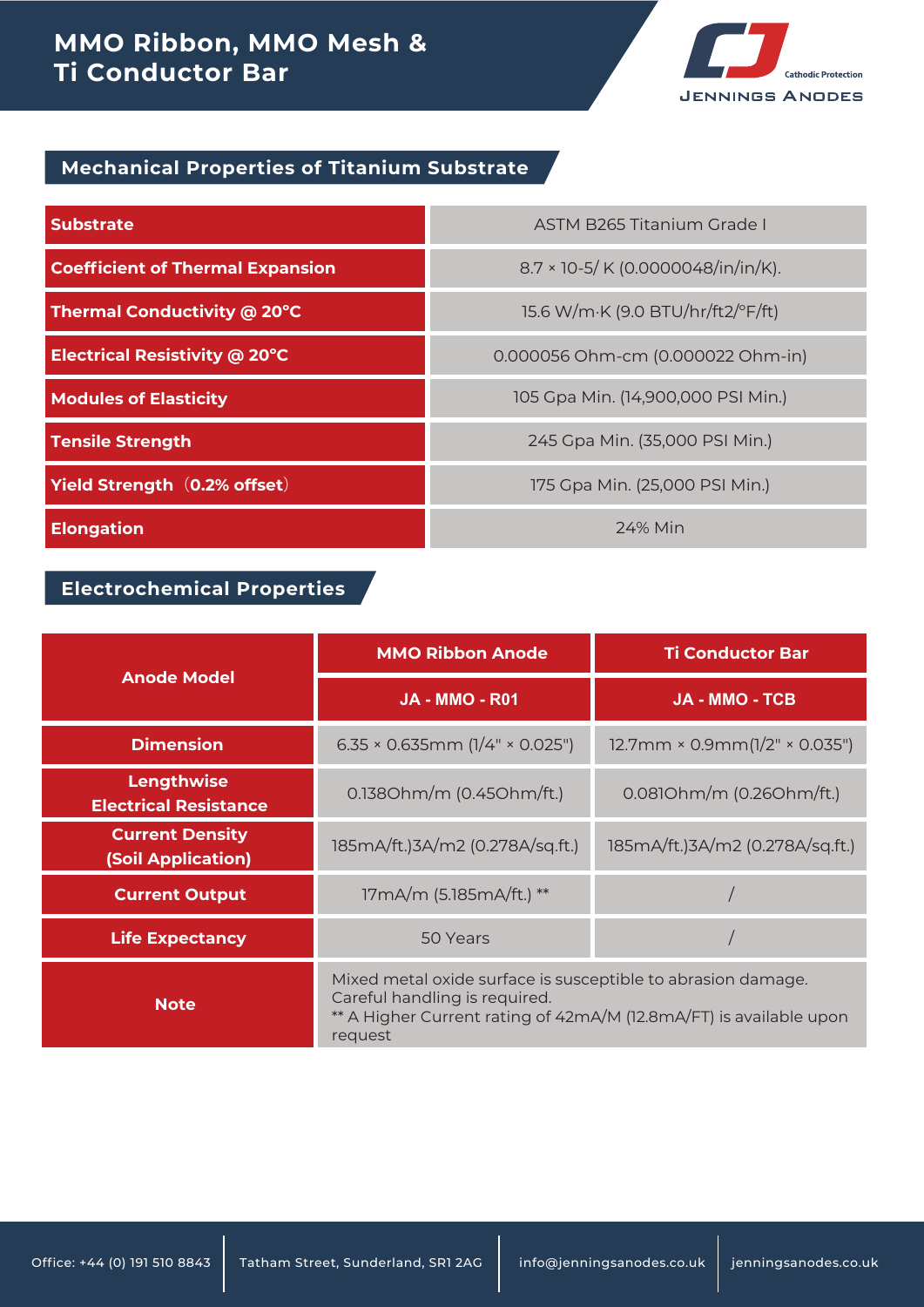# MMO Ribbon, MMO Mesh & Ti Conductor Bar

Cathodic Protection
JENNINGS ANODES

## Mechanical Properties of Titanium Substrate

| | |
|---|---|
| **Substrate** | ASTM B265 Titanium Grade I |
| **Coefficient of Thermal Expansion** | 8.7 × 10-5/ K (0.0000048/in/in/K). |
| **Thermal Conductivity @ 20°C** | 15.6 W/m·K (9.0 BTU/hr/ft2/°F/ft) |
| **Electrical Resistivity @ 20°C** | 0.000056 Ohm-cm (0.000022 Ohm-in) |
| **Modules of Elasticity** | 105 Gpa Min. (14,900,000 PSI Min.) |
| **Tensile Strength** | 245 Gpa Min. (35,000 PSI Min.) |
| **Yield Strength（0.2% offset）** | 175 Gpa Min. (25,000 PSI Min.) |
| **Elongation** | 24% Min |

## Electrochemical Properties

| **Anode Model** | **MMO Ribbon Anode** | **Ti Conductor Bar** |
|---|---|---|
| | **JA - MMO - R01** | **JA - MMO - TCB** |
| **Dimension** | 6.35 × 0.635mm (1/4" × 0.025") | 12.7mm × 0.9mm(1/2" × 0.035") |
| **Lengthwise Electrical Resistance** | 0.138Ohm/m (0.45Ohm/ft.) | 0.081Ohm/m (0.26Ohm/ft.) |
| **Current Density (Soil Application)** | 185mA/ft.)3A/m2 (0.278A/sq.ft.) | 185mA/ft.)3A/m2 (0.278A/sq.ft.) |
| **Current Output** | 17mA/m (5.185mA/ft.) ** | / |
| **Life Expectancy** | 50 Years | / |
| **Note** | Mixed metal oxide surface is susceptible to abrasion damage. Careful handling is required. ** A Higher Current rating of 42mA/M (12.8mA/FT) is available upon request | |

Office: +44 (0) 191 510 8843 | Tatham Street, Sunderland, SR1 2AG | info@jenningsanodes.co.uk | jenningsanodes.co.uk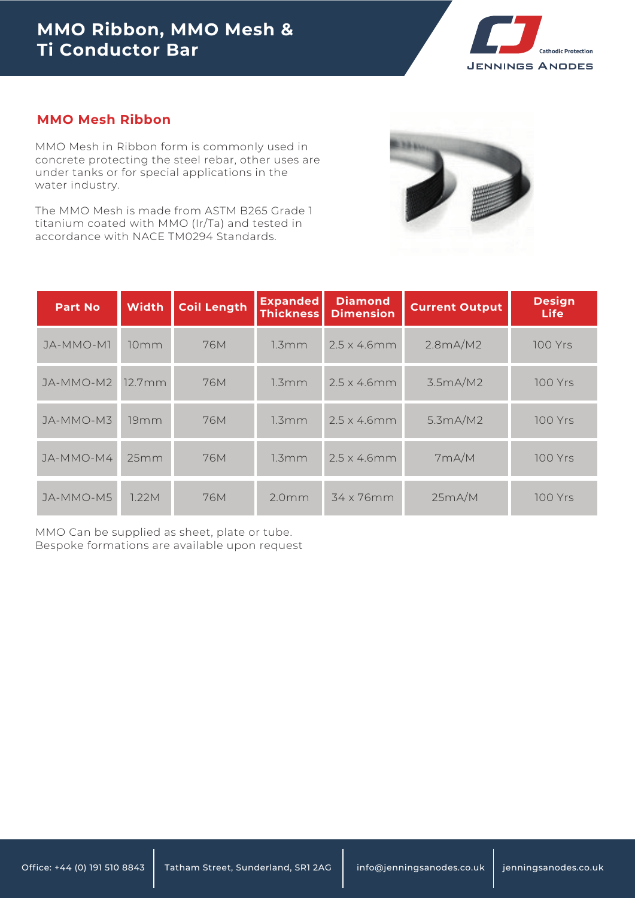# MMO Ribbon, MMO Mesh & Ti Conductor Bar

## MMO Mesh Ribbon

MMO Mesh in Ribbon form is commonly used in concrete protecting the steel rebar, other uses are under tanks or for special applications in the water industry.

The MMO Mesh is made from ASTM B265 Grade 1 titanium coated with MMO (Ir/Ta) and tested in accordance with NACE TM0294 Standards.

| Part No | Width | Coil Length | Expanded Thickness | Diamond Dimension | Current Output | Design Life |
|---|---|---|---|---|---|---|
| JA-MMO-M1 | 10mm | 76M | 1.3mm | 2.5 x 4.6mm | 2.8mA/M2 | 100 Yrs |
| JA-MMO-M2 | 12.7mm | 76M | 1.3mm | 2.5 x 4.6mm | 3.5mA/M2 | 100 Yrs |
| JA-MMO-M3 | 19mm | 76M | 1.3mm | 2.5 x 4.6mm | 5.3mA/M2 | 100 Yrs |
| JA-MMO-M4 | 25mm | 76M | 1.3mm | 2.5 x 4.6mm | 7mA/M | 100 Yrs |
| JA-MMO-M5 | 1.22M | 76M | 2.0mm | 34 x 76mm | 25mA/M | 100 Yrs |

MMO Can be supplied as sheet, plate or tube.
Bespoke formations are available upon request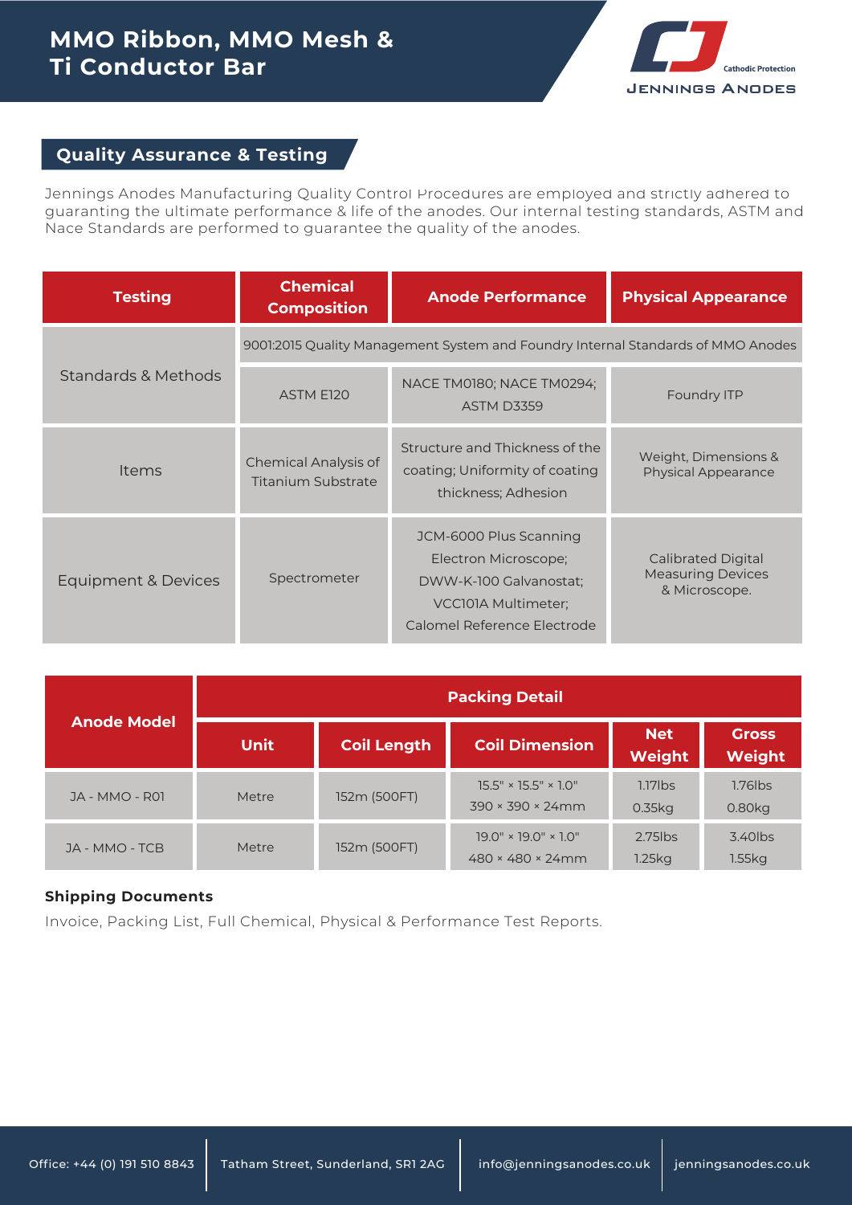# MMO Ribbon, MMO Mesh & Ti Conductor Bar

Cathodic Protection
JENNINGS ANODES

## Quality Assurance & Testing

Jennings Anodes Manufacturing Quality Control Procedures are employed and strictly adhered to guaranting the ultimate performance & life of the anodes. Our internal testing standards, ASTM and Nace Standards are performed to guarantee the quality of the anodes.

| Testing | Chemical Composition | Anode Performance | Physical Appearance |
|---|---|---|---|
| Standards & Methods | 9001:2015 Quality Management System and Foundry Internal Standards of MMO Anodes | | |
| | ASTM E120 | NACE TM0180; NACE TM0294; ASTM D3359 | Foundry ITP |
| Items | Chemical Analysis of Titanium Substrate | Structure and Thickness of the coating; Uniformity of coating thickness; Adhesion | Weight, Dimensions & Physical Appearance |
| Equipment & Devices | Spectrometer | JCM-6000 Plus Scanning Electron Microscope; DWW-K-100 Galvanostat; VCC101A Multimeter; Calomel Reference Electrode | Calibrated Digital Measuring Devices & Microscope. |

| Anode Model | Packing Detail | | | | |
|---|---|---|---|---|---|
| | Unit | Coil Length | Coil Dimension | Net Weight | Gross Weight |
| JA - MMO - R01 | Metre | 152m (500FT) | 15.5" × 15.5" × 1.0"<br>390 × 390 × 24mm | 1.17lbs<br>0.35kg | 1.76lbs<br>0.80kg |
| JA - MMO - TCB | Metre | 152m (500FT) | 19.0" × 19.0" × 1.0"<br>480 × 480 × 24mm | 2.75lbs<br>1.25kg | 3.40lbs<br>1.55kg |

**Shipping Documents**

Invoice, Packing List, Full Chemical, Physical & Performance Test Reports.

Office: +44 (0) 191 510 8843 | Tatham Street, Sunderland, SR1 2AG | info@jenningsanodes.co.uk | jenningsanodes.co.uk